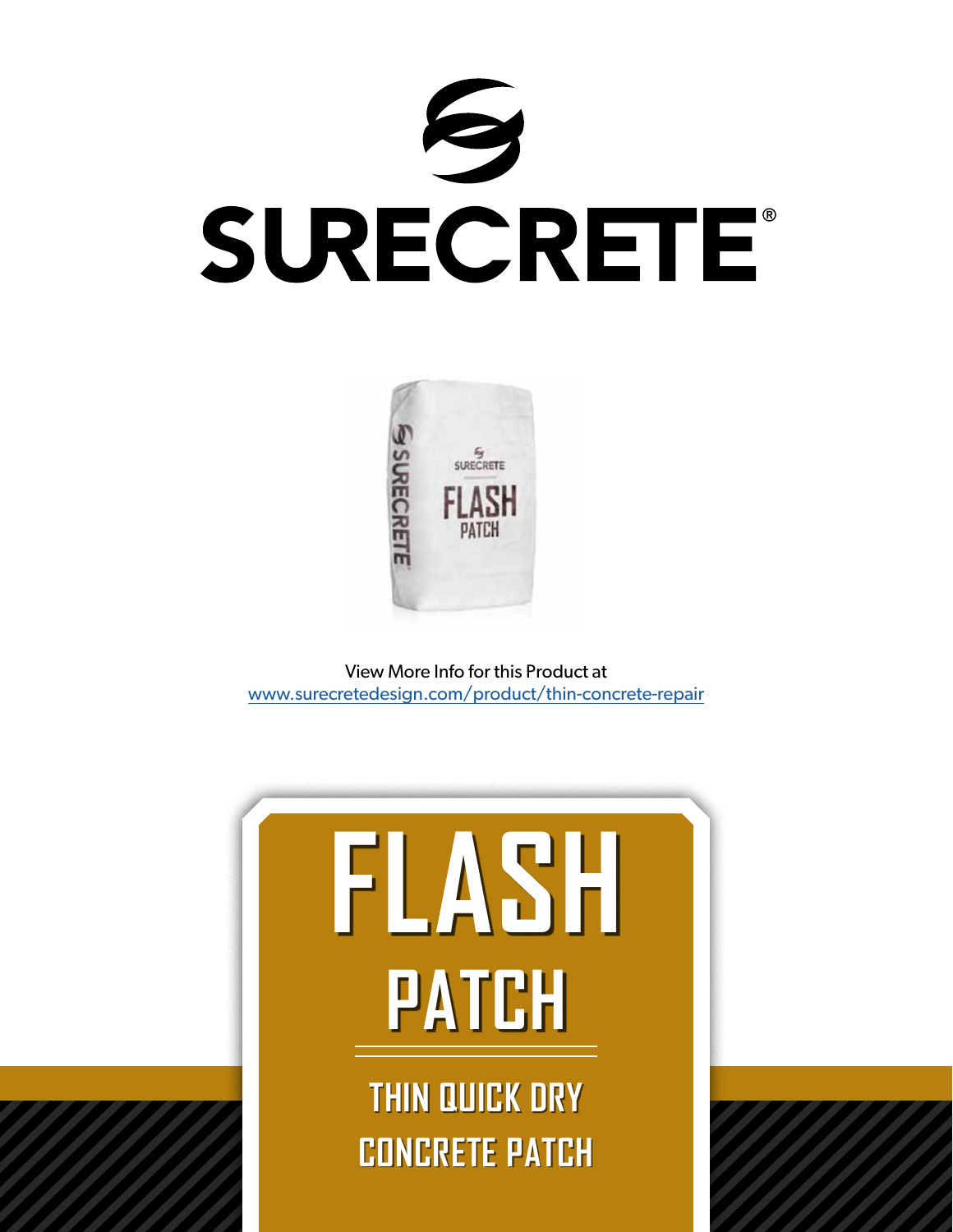# SURECRETE®

View More Info for this Product at
www.surecretedesign.com/product/thin-concrete-repair

# FLASH
## PATCH

### THIN QUICK DRY
### CONCRETE PATCH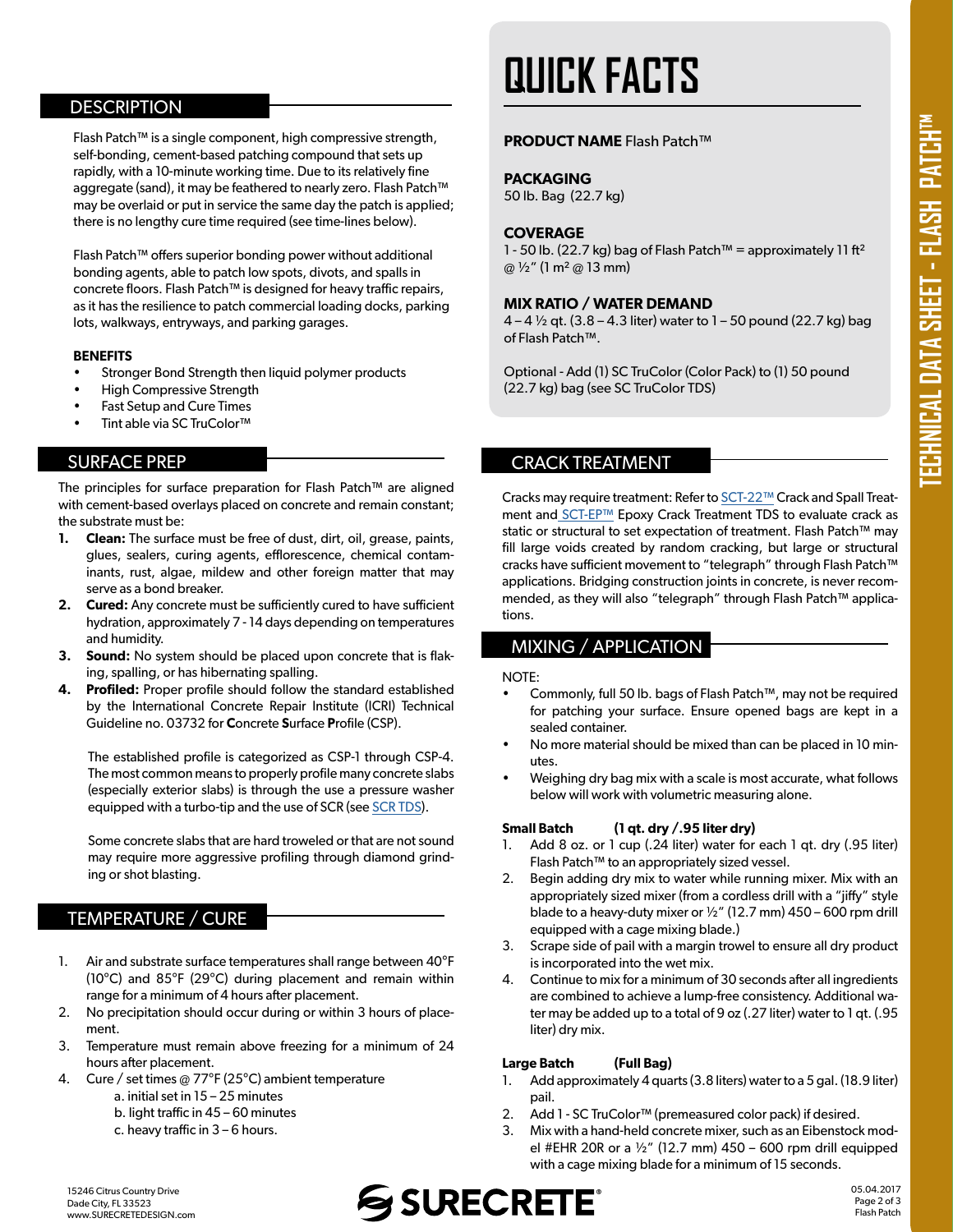## DESCRIPTION

Flash Patch™ is a single component, high compressive strength, self-bonding, cement-based patching compound that sets up rapidly, with a 10-minute working time. Due to its relatively fine aggregate (sand), it may be feathered to nearly zero. Flash Patch™ may be overlaid or put in service the same day the patch is applied; there is no lengthy cure time required (see time-lines below).

Flash Patch™ offers superior bonding power without additional bonding agents, able to patch low spots, divots, and spalls in concrete floors. Flash Patch™ is designed for heavy traffic repairs, as it has the resilience to patch commercial loading docks, parking lots, walkways, entryways, and parking garages.

**BENEFITS**

- Stronger Bond Strength then liquid polymer products
- High Compressive Strength
- Fast Setup and Cure Times
- Tint able via SC TruColor™

## SURFACE PREP

The principles for surface preparation for Flash Patch™ are aligned with cement-based overlays placed on concrete and remain constant; the substrate must be:

1. **Clean:** The surface must be free of dust, dirt, oil, grease, paints, glues, sealers, curing agents, efflorescence, chemical contaminants, rust, algae, mildew and other foreign matter that may serve as a bond breaker.
2. **Cured:** Any concrete must be sufficiently cured to have sufficient hydration, approximately 7 - 14 days depending on temperatures and humidity.
3. **Sound:** No system should be placed upon concrete that is flaking, spalling, or has hibernating spalling.
4. **Profiled:** Proper profile should follow the standard established by the International Concrete Repair Institute (ICRI) Technical Guideline no. 03732 for **C**oncrete **S**urface **P**rofile (CSP).

   The established profile is categorized as CSP-1 through CSP-4. The most common means to properly profile many concrete slabs (especially exterior slabs) is through the use a pressure washer equipped with a turbo-tip and the use of SCR (see SCR TDS).

   Some concrete slabs that are hard troweled or that are not sound may require more aggressive profiling through diamond grinding or shot blasting.

## TEMPERATURE / CURE

1. Air and substrate surface temperatures shall range between 40°F (10°C) and 85°F (29°C) during placement and remain within range for a minimum of 4 hours after placement.
2. No precipitation should occur during or within 3 hours of placement.
3. Temperature must remain above freezing for a minimum of 24 hours after placement.
4. Cure / set times @ 77°F (25°C) ambient temperature
   a. initial set in 15 – 25 minutes
   b. light traffic in 45 – 60 minutes
   c. heavy traffic in 3 – 6 hours.

# QUICK FACTS

**PRODUCT NAME** Flash Patch™

**PACKAGING**
50 lb. Bag (22.7 kg)

**COVERAGE**
1 - 50 lb. (22.7 kg) bag of Flash Patch™ = approximately 11 ft² @ ½" (1 m² @ 13 mm)

**MIX RATIO / WATER DEMAND**
4 – 4 ½ qt. (3.8 – 4.3 liter) water to 1 – 50 pound (22.7 kg) bag of Flash Patch™.

Optional - Add (1) SC TruColor (Color Pack) to (1) 50 pound (22.7 kg) bag (see SC TruColor TDS)

## CRACK TREATMENT

Cracks may require treatment: Refer to SCT-22™ Crack and Spall Treatment and SCT-EP™ Epoxy Crack Treatment TDS to evaluate crack as static or structural to set expectation of treatment. Flash Patch™ may fill large voids created by random cracking, but large or structural cracks have sufficient movement to "telegraph" through Flash Patch™ applications. Bridging construction joints in concrete, is never recommended, as they will also "telegraph" through Flash Patch™ applications.

## MIXING / APPLICATION

NOTE:

- Commonly, full 50 lb. bags of Flash Patch™, may not be required for patching your surface. Ensure opened bags are kept in a sealed container.
- No more material should be mixed than can be placed in 10 minutes.
- Weighing dry bag mix with a scale is most accurate, what follows below will work with volumetric measuring alone.

**Small Batch (1 qt. dry / .95 liter dry)**

1. Add 8 oz. or 1 cup (.24 liter) water for each 1 qt. dry (.95 liter) Flash Patch™ to an appropriately sized vessel.
2. Begin adding dry mix to water while running mixer. Mix with an appropriately sized mixer (from a cordless drill with a "jiffy" style blade to a heavy-duty mixer or ½" (12.7 mm) 450 – 600 rpm drill equipped with a cage mixing blade.)
3. Scrape side of pail with a margin trowel to ensure all dry product is incorporated into the wet mix.
4. Continue to mix for a minimum of 30 seconds after all ingredients are combined to achieve a lump-free consistency. Additional water may be added up to a total of 9 oz (.27 liter) water to 1 qt. (.95 liter) dry mix.

**Large Batch (Full Bag)**

1. Add approximately 4 quarts (3.8 liters) water to a 5 gal. (18.9 liter) pail.
2. Add 1 - SC TruColor™ (premeasured color pack) if desired.
3. Mix with a hand-held concrete mixer, such as an Eibenstock model #EHR 20R or a ½" (12.7 mm) 450 – 600 rpm drill equipped with a cage mixing blade for a minimum of 15 seconds.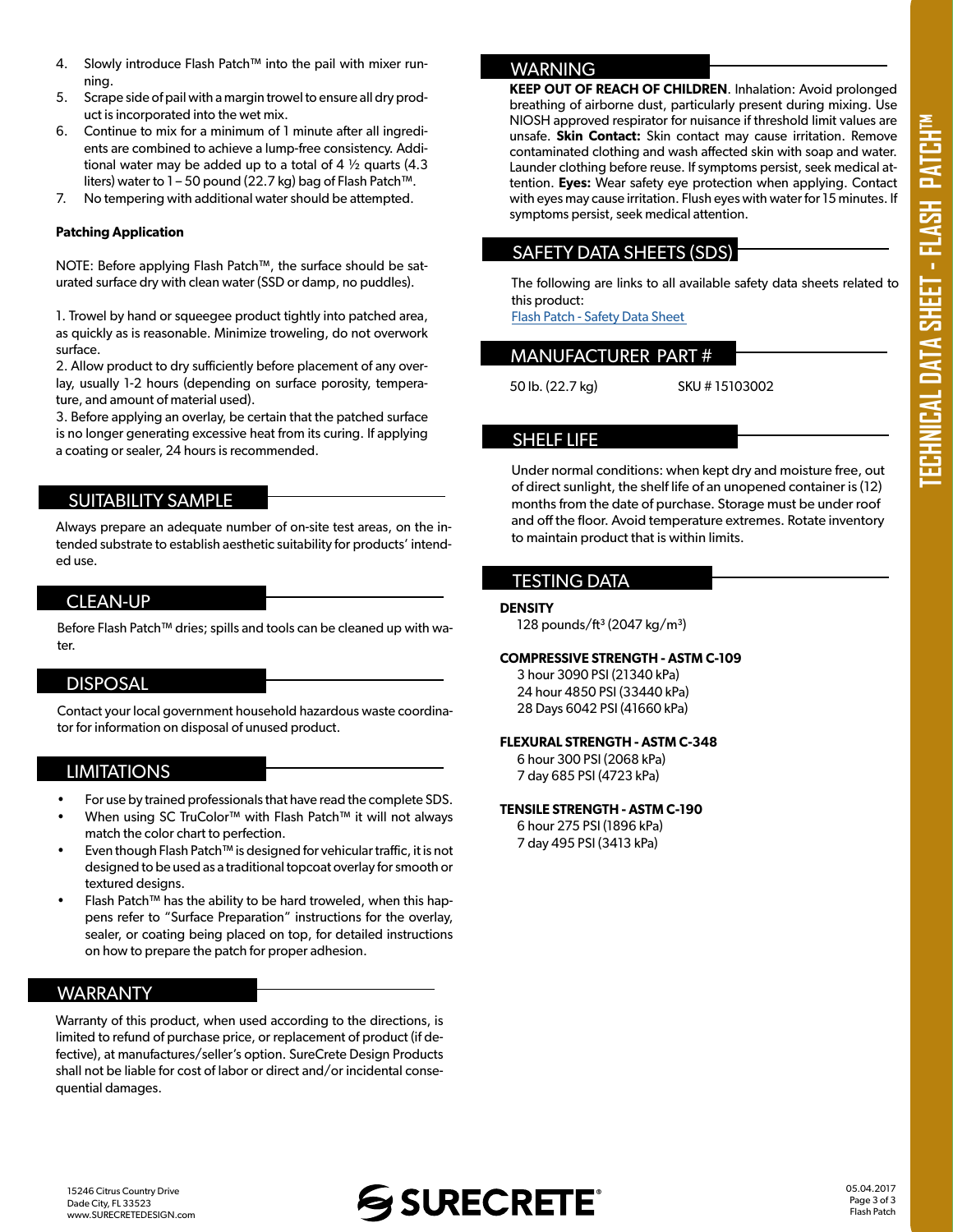4. Slowly introduce Flash Patch™ into the pail with mixer running.
5. Scrape side of pail with a margin trowel to ensure all dry product is incorporated into the wet mix.
6. Continue to mix for a minimum of 1 minute after all ingredients are combined to achieve a lump-free consistency. Additional water may be added up to a total of 4 ½ quarts (4.3 liters) water to 1 – 50 pound (22.7 kg) bag of Flash Patch™.
7. No tempering with additional water should be attempted.

**Patching Application**

NOTE: Before applying Flash Patch™, the surface should be saturated surface dry with clean water (SSD or damp, no puddles).

1. Trowel by hand or squeegee product tightly into patched area, as quickly as is reasonable. Minimize troweling, do not overwork surface.
2. Allow product to dry sufficiently before placement of any overlay, usually 1-2 hours (depending on surface porosity, temperature, and amount of material used).
3. Before applying an overlay, be certain that the patched surface is no longer generating excessive heat from its curing. If applying a coating or sealer, 24 hours is recommended.

## SUITABILITY SAMPLE

Always prepare an adequate number of on-site test areas, on the intended substrate to establish aesthetic suitability for products' intended use.

## CLEAN-UP

Before Flash Patch™ dries; spills and tools can be cleaned up with water.

## DISPOSAL

Contact your local government household hazardous waste coordinator for information on disposal of unused product.

## LIMITATIONS

- For use by trained professionals that have read the complete SDS.
- When using SC TruColor™ with Flash Patch™ it will not always match the color chart to perfection.
- Even though Flash Patch™ is designed for vehicular traffic, it is not designed to be used as a traditional topcoat overlay for smooth or textured designs.
- Flash Patch™ has the ability to be hard troweled, when this happens refer to "Surface Preparation" instructions for the overlay, sealer, or coating being placed on top, for detailed instructions on how to prepare the patch for proper adhesion.

## WARRANTY

Warranty of this product, when used according to the directions, is limited to refund of purchase price, or replacement of product (if defective), at manufactures/seller's option. SureCrete Design Products shall not be liable for cost of labor or direct and/or incidental consequential damages.

## WARNING

**KEEP OUT OF REACH OF CHILDREN**. Inhalation: Avoid prolonged breathing of airborne dust, particularly present during mixing. Use NIOSH approved respirator for nuisance if threshold limit values are unsafe. **Skin Contact:** Skin contact may cause irritation. Remove contaminated clothing and wash affected skin with soap and water. Launder clothing before reuse. If symptoms persist, seek medical attention. **Eyes:** Wear safety eye protection when applying. Contact with eyes may cause irritation. Flush eyes with water for 15 minutes. If symptoms persist, seek medical attention.

## SAFETY DATA SHEETS (SDS)

The following are links to all available safety data sheets related to this product:
Flash Patch - Safety Data Sheet

## MANUFACTURER PART #

50 lb. (22.7 kg) SKU # 15103002

## SHELF LIFE

Under normal conditions: when kept dry and moisture free, out of direct sunlight, the shelf life of an unopened container is (12) months from the date of purchase. Storage must be under roof and off the floor. Avoid temperature extremes. Rotate inventory to maintain product that is within limits.

## TESTING DATA

**DENSITY**
128 pounds/ft$^3$ (2047 kg/m$^3$)

**COMPRESSIVE STRENGTH - ASTM C-109**
3 hour 3090 PSI (21340 kPa)
24 hour 4850 PSI (33440 kPa)
28 Days 6042 PSI (41660 kPa)

**FLEXURAL STRENGTH - ASTM C-348**
6 hour 300 PSI (2068 kPa)
7 day 685 PSI (4723 kPa)

**TENSILE STRENGTH - ASTM C-190**
6 hour 275 PSI (1896 kPa)
7 day 495 PSI (3413 kPa)

15246 Citrus Country Drive
Dade City, FL 33523
www.SURECRETEDESIGN.com

05.04.2017